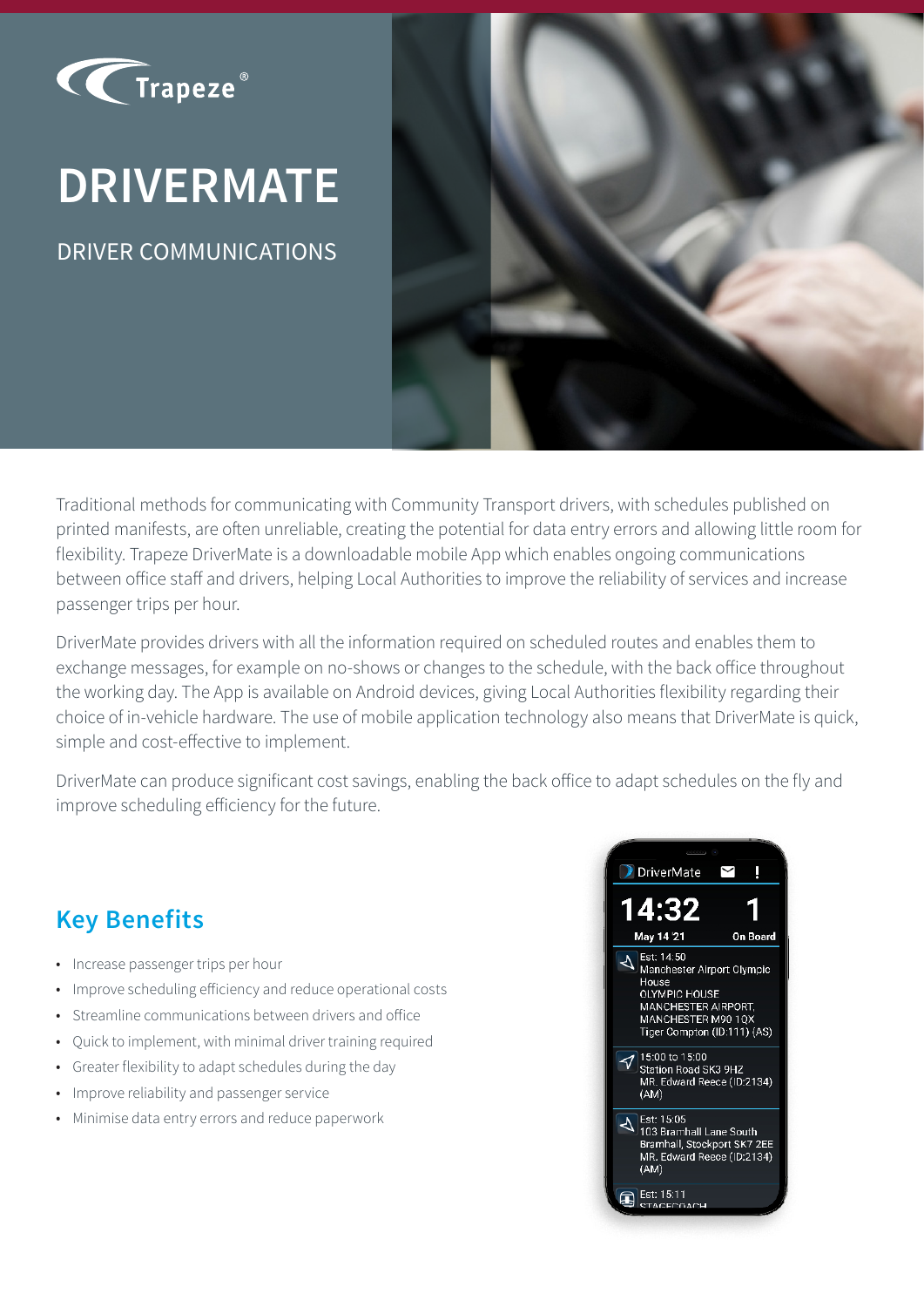# DRIVERMATE

DRIVER COMMUNICATIONS

Traditional methods for communicating with Community Transport drivers, with schedules published on printed manifests, are often unreliable, creating the potential for data entry errors and allowing little room for flexibility. Trapeze DriverMate is a downloadable mobile App which enables ongoing communications between office staff and drivers, helping Local Authorities to improve the reliability of services and increase passenger trips per hour.

DriverMate provides drivers with all the information required on scheduled routes and enables them to exchange messages, for example on no-shows or changes to the schedule, with the back office throughout the working day. The App is available on Android devices, giving Local Authorities flexibility regarding their choice of in-vehicle hardware. The use of mobile application technology also means that DriverMate is quick, simple and cost-effective to implement.

DriverMate can produce significant cost savings, enabling the back office to adapt schedules on the fly and improve scheduling efficiency for the future.

## Key Benefits

- Increase passenger trips per hour
- Improve scheduling efficiency and reduce operational costs
- Streamline communications between drivers and office
- Quick to implement, with minimal driver training required
- Greater flexibility to adapt schedules during the day
- Improve reliability and passenger service
- Minimise data entry errors and reduce paperwork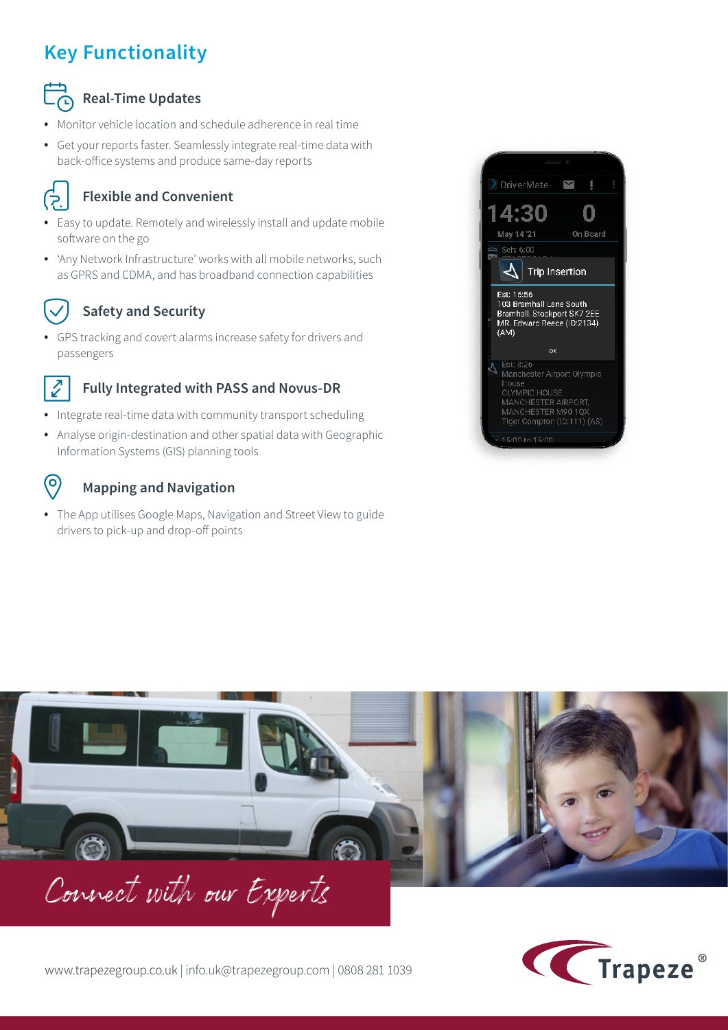## Key Functionality

### Real-Time Updates

- Monitor vehicle location and schedule adherence in real time
- Get your reports faster. Seamlessly integrate real-time data with back-office systems and produce same-day reports

### Flexible and Convenient

- Easy to update. Remotely and wirelessly install and update mobile software on the go
- 'Any Network Infrastructure' works with all mobile networks, such as GPRS and CDMA, and has broadband connection capabilities

### Safety and Security

- GPS tracking and covert alarms increase safety for drivers and passengers

### Fully Integrated with PASS and Novus-DR

- Integrate real-time data with community transport scheduling
- Analyse origin-destination and other spatial data with Geographic Information Systems (GIS) planning tools

### Mapping and Navigation

- The App utilises Google Maps, Navigation and Street View to guide drivers to pick-up and drop-off points

Connect with our Experts

www.trapezegroup.co.uk | info.uk@trapezegroup.com | 0808 281 1039